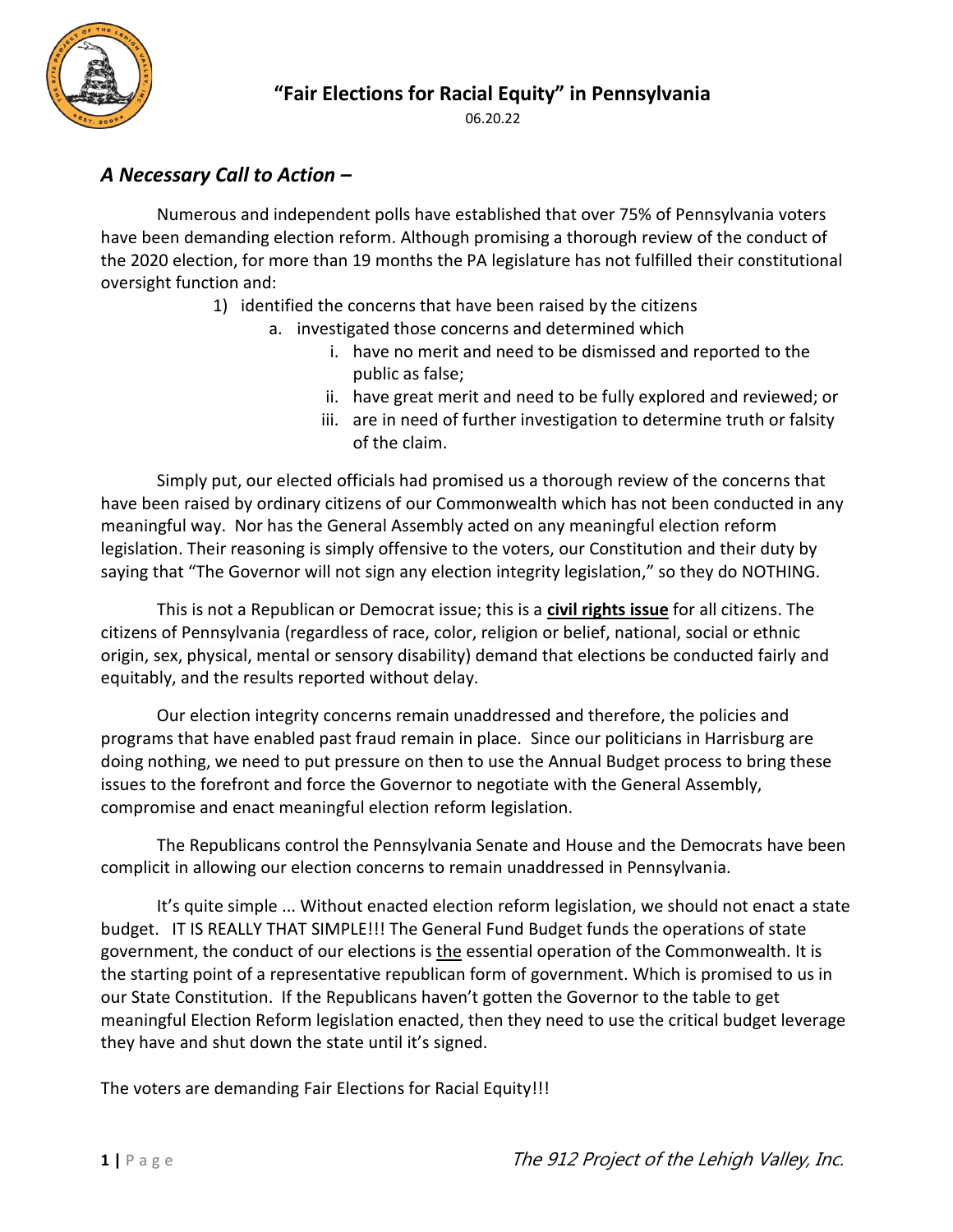# "Fair Elections for Racial Equity" in Pennsylvania

06.20.22

## *A Necessary Call to Action –*

Numerous and independent polls have established that over 75% of Pennsylvania voters have been demanding election reform. Although promising a thorough review of the conduct of the 2020 election, for more than 19 months the PA legislature has not fulfilled their constitutional oversight function and:

1) identified the concerns that have been raised by the citizens
   a. investigated those concerns and determined which
      i. have no merit and need to be dismissed and reported to the public as false;
      ii. have great merit and need to be fully explored and reviewed; or
      iii. are in need of further investigation to determine truth or falsity of the claim.

Simply put, our elected officials had promised us a thorough review of the concerns that have been raised by ordinary citizens of our Commonwealth which has not been conducted in any meaningful way. Nor has the General Assembly acted on any meaningful election reform legislation. Their reasoning is simply offensive to the voters, our Constitution and their duty by saying that "The Governor will not sign any election integrity legislation," so they do NOTHING.

This is not a Republican or Democrat issue; this is a **civil rights issue** for all citizens. The citizens of Pennsylvania (regardless of race, color, religion or belief, national, social or ethnic origin, sex, physical, mental or sensory disability) demand that elections be conducted fairly and equitably, and the results reported without delay.

Our election integrity concerns remain unaddressed and therefore, the policies and programs that have enabled past fraud remain in place. Since our politicians in Harrisburg are doing nothing, we need to put pressure on then to use the Annual Budget process to bring these issues to the forefront and force the Governor to negotiate with the General Assembly, compromise and enact meaningful election reform legislation.

The Republicans control the Pennsylvania Senate and House and the Democrats have been complicit in allowing our election concerns to remain unaddressed in Pennsylvania.

It's quite simple ... Without enacted election reform legislation, we should not enact a state budget. IT IS REALLY THAT SIMPLE!!! The General Fund Budget funds the operations of state government, the conduct of our elections is the essential operation of the Commonwealth. It is the starting point of a representative republican form of government. Which is promised to us in our State Constitution. If the Republicans haven't gotten the Governor to the table to get meaningful Election Reform legislation enacted, then they need to use the critical budget leverage they have and shut down the state until it's signed.

The voters are demanding Fair Elections for Racial Equity!!!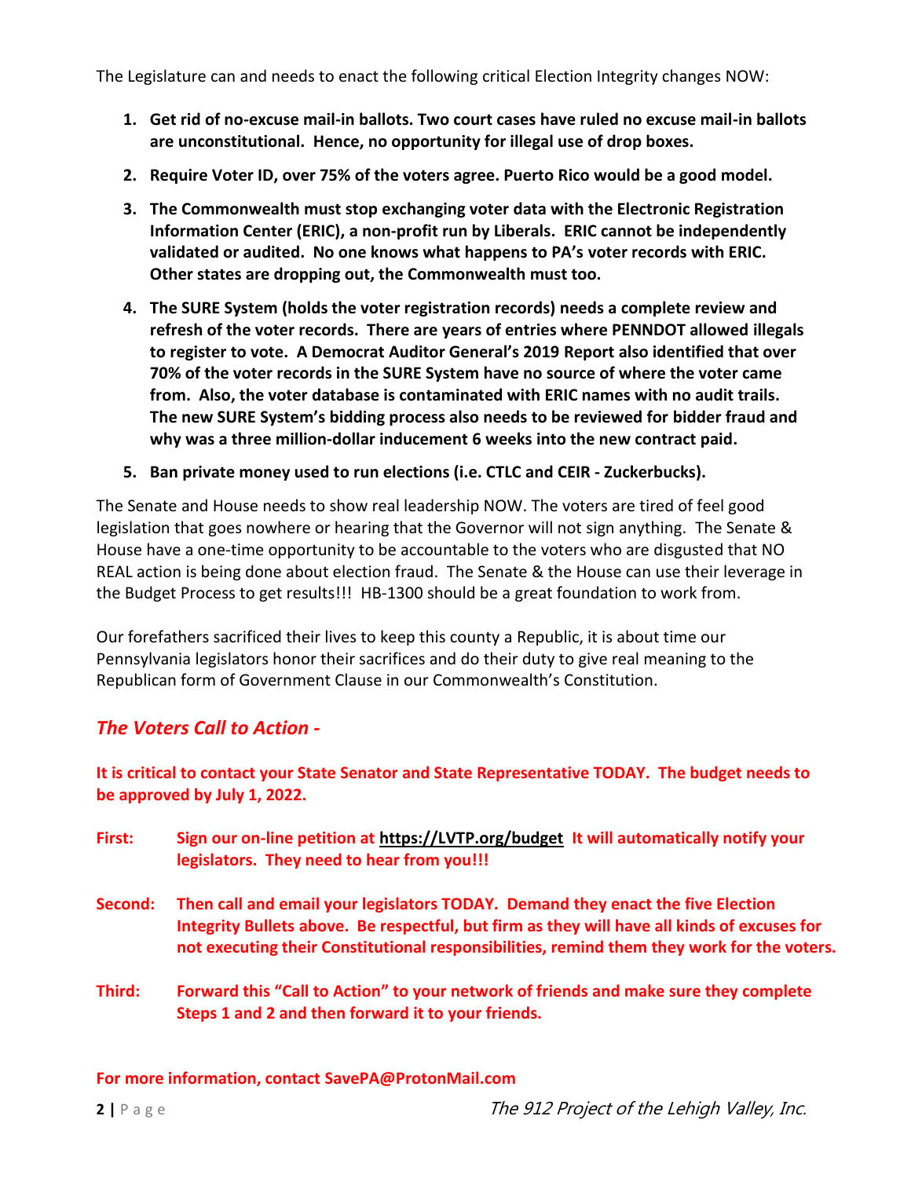The Legislature can and needs to enact the following critical Election Integrity changes NOW:

1. **Get rid of no-excuse mail-in ballots. Two court cases have ruled no excuse mail-in ballots are unconstitutional. Hence, no opportunity for illegal use of drop boxes.**
2. **Require Voter ID, over 75% of the voters agree. Puerto Rico would be a good model.**
3. **The Commonwealth must stop exchanging voter data with the Electronic Registration Information Center (ERIC), a non-profit run by Liberals. ERIC cannot be independently validated or audited. No one knows what happens to PA's voter records with ERIC. Other states are dropping out, the Commonwealth must too.**
4. **The SURE System (holds the voter registration records) needs a complete review and refresh of the voter records. There are years of entries where PENNDOT allowed illegals to register to vote. A Democrat Auditor General's 2019 Report also identified that over 70% of the voter records in the SURE System have no source of where the voter came from. Also, the voter database is contaminated with ERIC names with no audit trails. The new SURE System's bidding process also needs to be reviewed for bidder fraud and why was a three million-dollar inducement 6 weeks into the new contract paid.**
5. **Ban private money used to run elections (i.e. CTLC and CEIR - Zuckerbucks).**

The Senate and House needs to show real leadership NOW. The voters are tired of feel good legislation that goes nowhere or hearing that the Governor will not sign anything. The Senate & House have a one-time opportunity to be accountable to the voters who are disgusted that NO REAL action is being done about election fraud. The Senate & the House can use their leverage in the Budget Process to get results!!! HB-1300 should be a great foundation to work from.

Our forefathers sacrificed their lives to keep this county a Republic, it is about time our Pennsylvania legislators honor their sacrifices and do their duty to give real meaning to the Republican form of Government Clause in our Commonwealth's Constitution.

## *The Voters Call to Action -*

**It is critical to contact your State Senator and State Representative TODAY. The budget needs to be approved by July 1, 2022.**

**First:** **Sign our on-line petition at https://LVTP.org/budget It will automatically notify your legislators. They need to hear from you!!!**

**Second:** **Then call and email your legislators TODAY. Demand they enact the five Election Integrity Bullets above. Be respectful, but firm as they will have all kinds of excuses for not executing their Constitutional responsibilities, remind them they work for the voters.**

**Third:** **Forward this "Call to Action" to your network of friends and make sure they complete Steps 1 and 2 and then forward it to your friends.**

**For more information, contact SavePA@ProtonMail.com**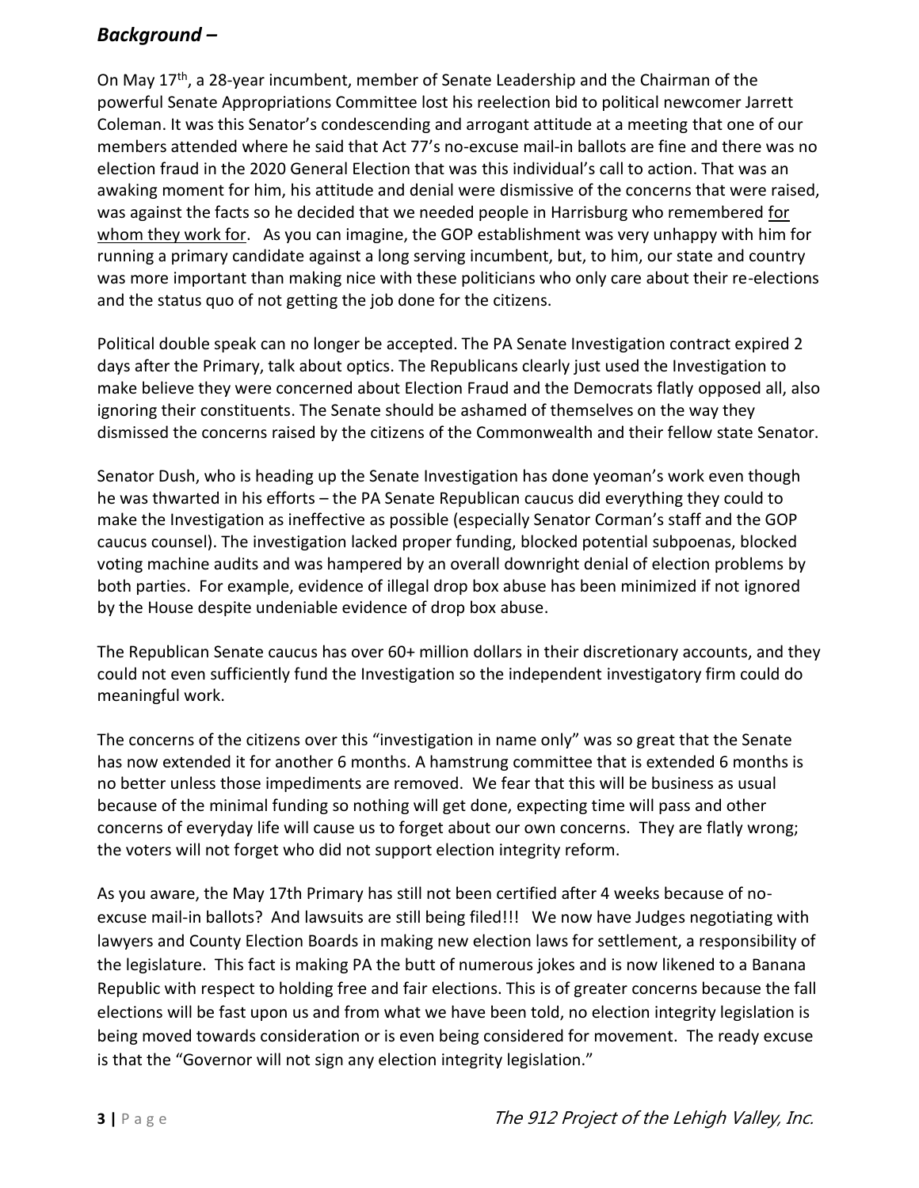## *Background –*

On May 17th, a 28-year incumbent, member of Senate Leadership and the Chairman of the powerful Senate Appropriations Committee lost his reelection bid to political newcomer Jarrett Coleman. It was this Senator's condescending and arrogant attitude at a meeting that one of our members attended where he said that Act 77's no-excuse mail-in ballots are fine and there was no election fraud in the 2020 General Election that was this individual's call to action. That was an awaking moment for him, his attitude and denial were dismissive of the concerns that were raised, was against the facts so he decided that we needed people in Harrisburg who remembered <u>for whom they work for</u>. As you can imagine, the GOP establishment was very unhappy with him for running a primary candidate against a long serving incumbent, but, to him, our state and country was more important than making nice with these politicians who only care about their re-elections and the status quo of not getting the job done for the citizens.

Political double speak can no longer be accepted. The PA Senate Investigation contract expired 2 days after the Primary, talk about optics. The Republicans clearly just used the Investigation to make believe they were concerned about Election Fraud and the Democrats flatly opposed all, also ignoring their constituents. The Senate should be ashamed of themselves on the way they dismissed the concerns raised by the citizens of the Commonwealth and their fellow state Senator.

Senator Dush, who is heading up the Senate Investigation has done yeoman's work even though he was thwarted in his efforts – the PA Senate Republican caucus did everything they could to make the Investigation as ineffective as possible (especially Senator Corman's staff and the GOP caucus counsel). The investigation lacked proper funding, blocked potential subpoenas, blocked voting machine audits and was hampered by an overall downright denial of election problems by both parties. For example, evidence of illegal drop box abuse has been minimized if not ignored by the House despite undeniable evidence of drop box abuse.

The Republican Senate caucus has over 60+ million dollars in their discretionary accounts, and they could not even sufficiently fund the Investigation so the independent investigatory firm could do meaningful work.

The concerns of the citizens over this "investigation in name only" was so great that the Senate has now extended it for another 6 months. A hamstrung committee that is extended 6 months is no better unless those impediments are removed. We fear that this will be business as usual because of the minimal funding so nothing will get done, expecting time will pass and other concerns of everyday life will cause us to forget about our own concerns. They are flatly wrong; the voters will not forget who did not support election integrity reform.

As you aware, the May 17th Primary has still not been certified after 4 weeks because of no-excuse mail-in ballots? And lawsuits are still being filed!!! We now have Judges negotiating with lawyers and County Election Boards in making new election laws for settlement, a responsibility of the legislature. This fact is making PA the butt of numerous jokes and is now likened to a Banana Republic with respect to holding free and fair elections. This is of greater concerns because the fall elections will be fast upon us and from what we have been told, no election integrity legislation is being moved towards consideration or is even being considered for movement. The ready excuse is that the "Governor will not sign any election integrity legislation."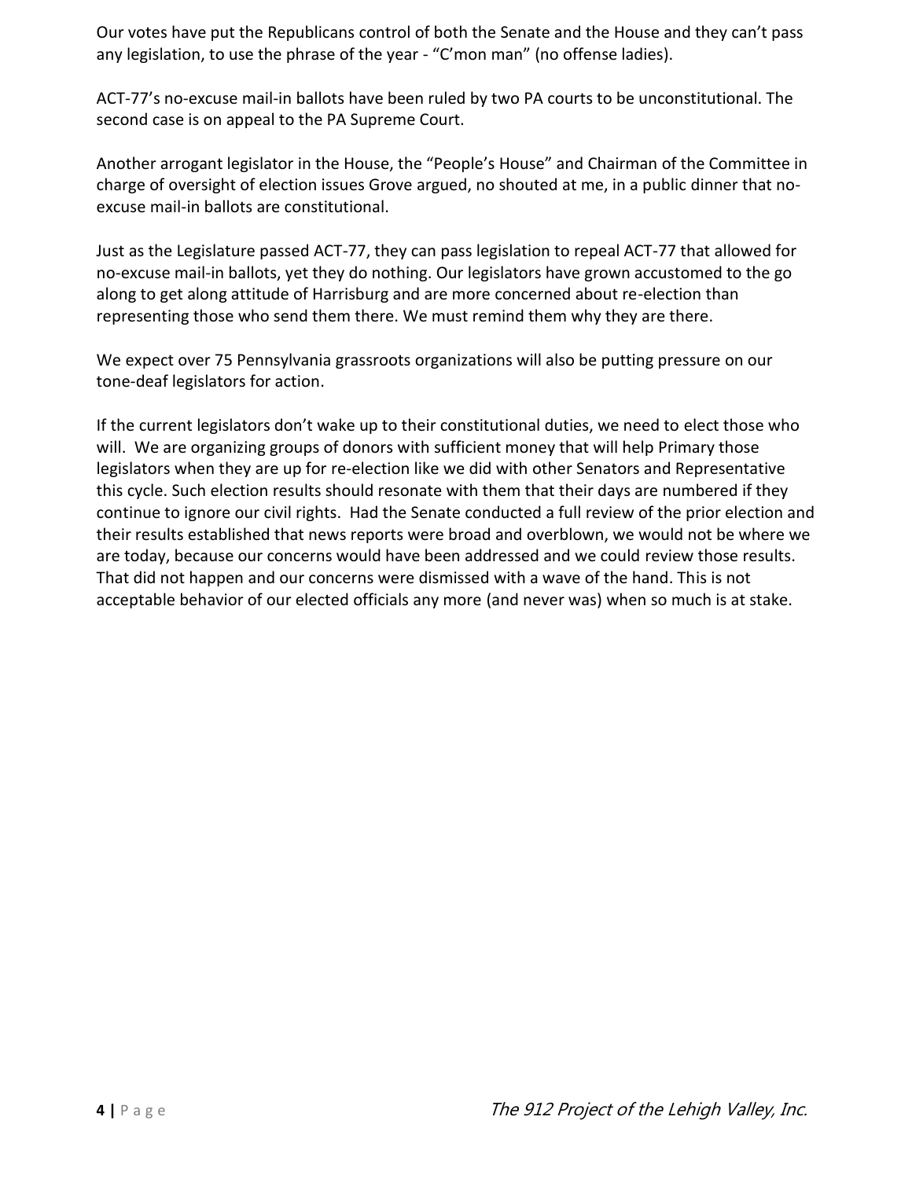Our votes have put the Republicans control of both the Senate and the House and they can't pass any legislation, to use the phrase of the year - "C'mon man" (no offense ladies).

ACT-77's no-excuse mail-in ballots have been ruled by two PA courts to be unconstitutional. The second case is on appeal to the PA Supreme Court.

Another arrogant legislator in the House, the "People's House" and Chairman of the Committee in charge of oversight of election issues Grove argued, no shouted at me, in a public dinner that no-excuse mail-in ballots are constitutional.

Just as the Legislature passed ACT-77, they can pass legislation to repeal ACT-77 that allowed for no-excuse mail-in ballots, yet they do nothing. Our legislators have grown accustomed to the go along to get along attitude of Harrisburg and are more concerned about re-election than representing those who send them there. We must remind them why they are there.

We expect over 75 Pennsylvania grassroots organizations will also be putting pressure on our tone-deaf legislators for action.

If the current legislators don't wake up to their constitutional duties, we need to elect those who will. We are organizing groups of donors with sufficient money that will help Primary those legislators when they are up for re-election like we did with other Senators and Representative this cycle. Such election results should resonate with them that their days are numbered if they continue to ignore our civil rights. Had the Senate conducted a full review of the prior election and their results established that news reports were broad and overblown, we would not be where we are today, because our concerns would have been addressed and we could review those results. That did not happen and our concerns were dismissed with a wave of the hand. This is not acceptable behavior of our elected officials any more (and never was) when so much is at stake.